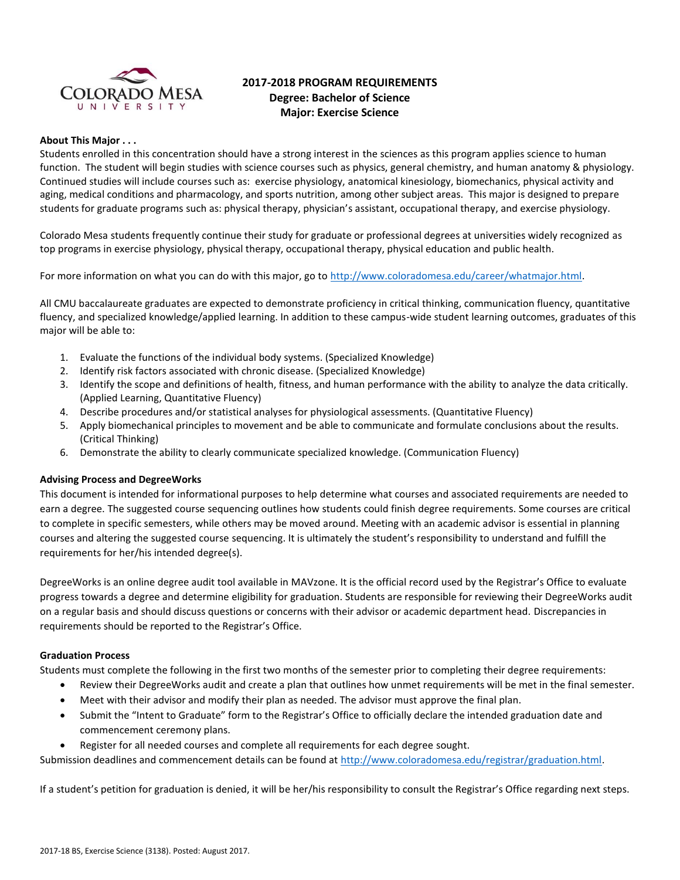# 2017-2018 PROGRAM REQUIREMENTS
## Degree: Bachelor of Science
## Major: Exercise Science

**About This Major . . .**

Students enrolled in this concentration should have a strong interest in the sciences as this program applies science to human function. The student will begin studies with science courses such as physics, general chemistry, and human anatomy & physiology. Continued studies will include courses such as: exercise physiology, anatomical kinesiology, biomechanics, physical activity and aging, medical conditions and pharmacology, and sports nutrition, among other subject areas. This major is designed to prepare students for graduate programs such as: physical therapy, physician's assistant, occupational therapy, and exercise physiology.

Colorado Mesa students frequently continue their study for graduate or professional degrees at universities widely recognized as top programs in exercise physiology, physical therapy, occupational therapy, physical education and public health.

For more information on what you can do with this major, go to http://www.coloradomesa.edu/career/whatmajor.html.

All CMU baccalaureate graduates are expected to demonstrate proficiency in critical thinking, communication fluency, quantitative fluency, and specialized knowledge/applied learning. In addition to these campus-wide student learning outcomes, graduates of this major will be able to:

1. Evaluate the functions of the individual body systems. (Specialized Knowledge)
2. Identify risk factors associated with chronic disease. (Specialized Knowledge)
3. Identify the scope and definitions of health, fitness, and human performance with the ability to analyze the data critically. (Applied Learning, Quantitative Fluency)
4. Describe procedures and/or statistical analyses for physiological assessments. (Quantitative Fluency)
5. Apply biomechanical principles to movement and be able to communicate and formulate conclusions about the results. (Critical Thinking)
6. Demonstrate the ability to clearly communicate specialized knowledge. (Communication Fluency)

**Advising Process and DegreeWorks**

This document is intended for informational purposes to help determine what courses and associated requirements are needed to earn a degree. The suggested course sequencing outlines how students could finish degree requirements. Some courses are critical to complete in specific semesters, while others may be moved around. Meeting with an academic advisor is essential in planning courses and altering the suggested course sequencing. It is ultimately the student's responsibility to understand and fulfill the requirements for her/his intended degree(s).

DegreeWorks is an online degree audit tool available in MAVzone. It is the official record used by the Registrar's Office to evaluate progress towards a degree and determine eligibility for graduation. Students are responsible for reviewing their DegreeWorks audit on a regular basis and should discuss questions or concerns with their advisor or academic department head. Discrepancies in requirements should be reported to the Registrar's Office.

**Graduation Process**

Students must complete the following in the first two months of the semester prior to completing their degree requirements:

- Review their DegreeWorks audit and create a plan that outlines how unmet requirements will be met in the final semester.
- Meet with their advisor and modify their plan as needed. The advisor must approve the final plan.
- Submit the "Intent to Graduate" form to the Registrar's Office to officially declare the intended graduation date and commencement ceremony plans.
- Register for all needed courses and complete all requirements for each degree sought.

Submission deadlines and commencement details can be found at http://www.coloradomesa.edu/registrar/graduation.html.

If a student's petition for graduation is denied, it will be her/his responsibility to consult the Registrar's Office regarding next steps.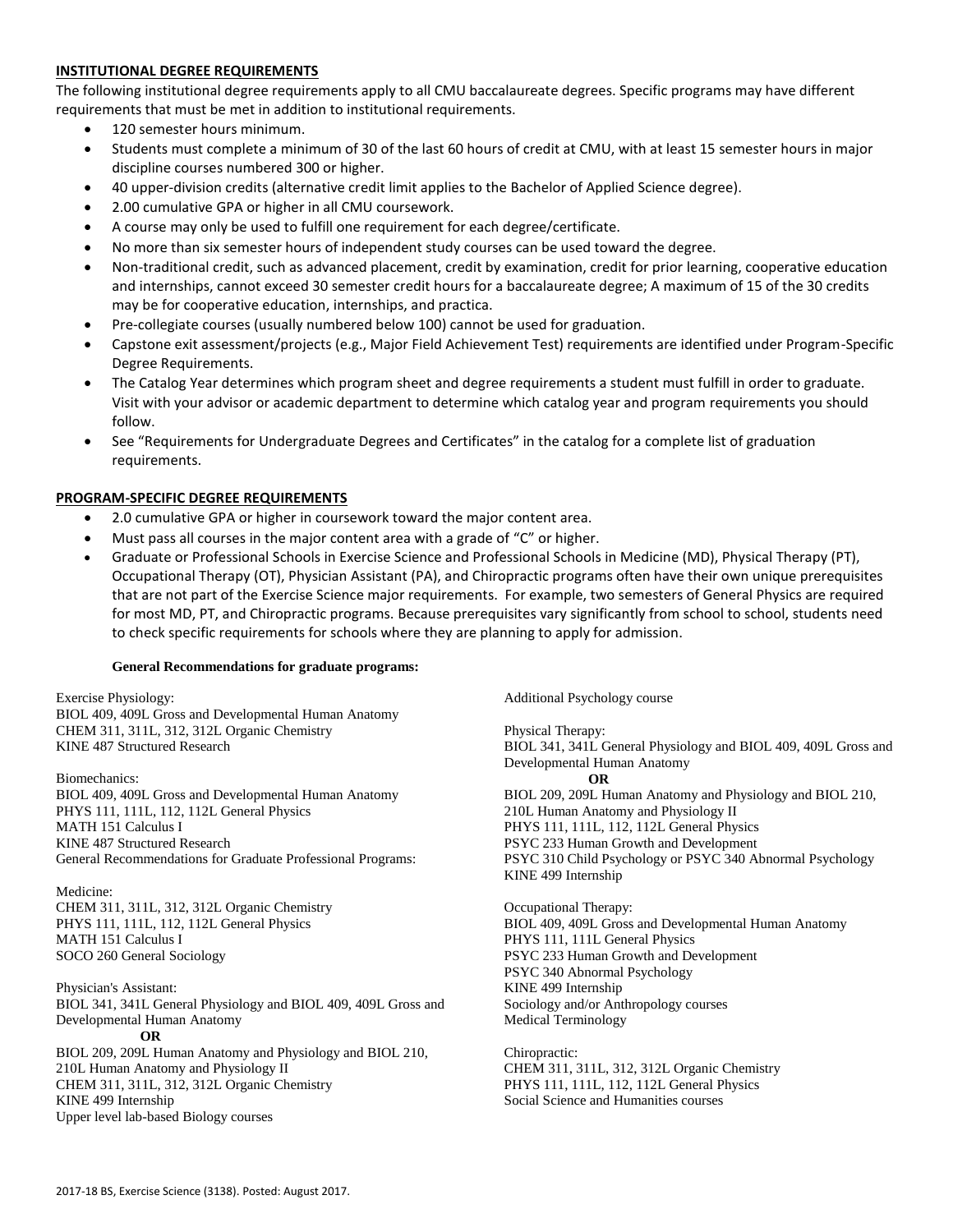## INSTITUTIONAL DEGREE REQUIREMENTS

The following institutional degree requirements apply to all CMU baccalaureate degrees. Specific programs may have different requirements that must be met in addition to institutional requirements.

- 120 semester hours minimum.
- Students must complete a minimum of 30 of the last 60 hours of credit at CMU, with at least 15 semester hours in major discipline courses numbered 300 or higher.
- 40 upper-division credits (alternative credit limit applies to the Bachelor of Applied Science degree).
- 2.00 cumulative GPA or higher in all CMU coursework.
- A course may only be used to fulfill one requirement for each degree/certificate.
- No more than six semester hours of independent study courses can be used toward the degree.
- Non-traditional credit, such as advanced placement, credit by examination, credit for prior learning, cooperative education and internships, cannot exceed 30 semester credit hours for a baccalaureate degree; A maximum of 15 of the 30 credits may be for cooperative education, internships, and practica.
- Pre-collegiate courses (usually numbered below 100) cannot be used for graduation.
- Capstone exit assessment/projects (e.g., Major Field Achievement Test) requirements are identified under Program-Specific Degree Requirements.
- The Catalog Year determines which program sheet and degree requirements a student must fulfill in order to graduate. Visit with your advisor or academic department to determine which catalog year and program requirements you should follow.
- See "Requirements for Undergraduate Degrees and Certificates" in the catalog for a complete list of graduation requirements.

## PROGRAM-SPECIFIC DEGREE REQUIREMENTS

- 2.0 cumulative GPA or higher in coursework toward the major content area.
- Must pass all courses in the major content area with a grade of "C" or higher.
- Graduate or Professional Schools in Exercise Science and Professional Schools in Medicine (MD), Physical Therapy (PT), Occupational Therapy (OT), Physician Assistant (PA), and Chiropractic programs often have their own unique prerequisites that are not part of the Exercise Science major requirements. For example, two semesters of General Physics are required for most MD, PT, and Chiropractic programs. Because prerequisites vary significantly from school to school, students need to check specific requirements for schools where they are planning to apply for admission.

**General Recommendations for graduate programs:**

Exercise Physiology:
BIOL 409, 409L Gross and Developmental Human Anatomy
CHEM 311, 311L, 312, 312L Organic Chemistry
KINE 487 Structured Research

Biomechanics:
BIOL 409, 409L Gross and Developmental Human Anatomy
PHYS 111, 111L, 112, 112L General Physics
MATH 151 Calculus I
KINE 487 Structured Research
General Recommendations for Graduate Professional Programs:

Medicine:
CHEM 311, 311L, 312, 312L Organic Chemistry
PHYS 111, 111L, 112, 112L General Physics
MATH 151 Calculus I
SOCO 260 General Sociology
Additional Psychology course

Physician's Assistant:
BIOL 341, 341L General Physiology and BIOL 409, 409L Gross and Developmental Human Anatomy
**OR**
BIOL 209, 209L Human Anatomy and Physiology and BIOL 210, 210L Human Anatomy and Physiology II
CHEM 311, 311L, 312, 312L Organic Chemistry
KINE 499 Internship
Upper level lab-based Biology courses

Physical Therapy:
BIOL 341, 341L General Physiology and BIOL 409, 409L Gross and Developmental Human Anatomy
**OR**
BIOL 209, 209L Human Anatomy and Physiology and BIOL 210, 210L Human Anatomy and Physiology II
PHYS 111, 111L, 112, 112L General Physics
PSYC 233 Human Growth and Development
PSYC 310 Child Psychology or PSYC 340 Abnormal Psychology
KINE 499 Internship

Occupational Therapy:
BIOL 409, 409L Gross and Developmental Human Anatomy
PHYS 111, 111L General Physics
PSYC 233 Human Growth and Development
PSYC 340 Abnormal Psychology
KINE 499 Internship
Sociology and/or Anthropology courses
Medical Terminology

Chiropractic:
CHEM 311, 311L, 312, 312L Organic Chemistry
PHYS 111, 111L, 112, 112L General Physics
Social Science and Humanities courses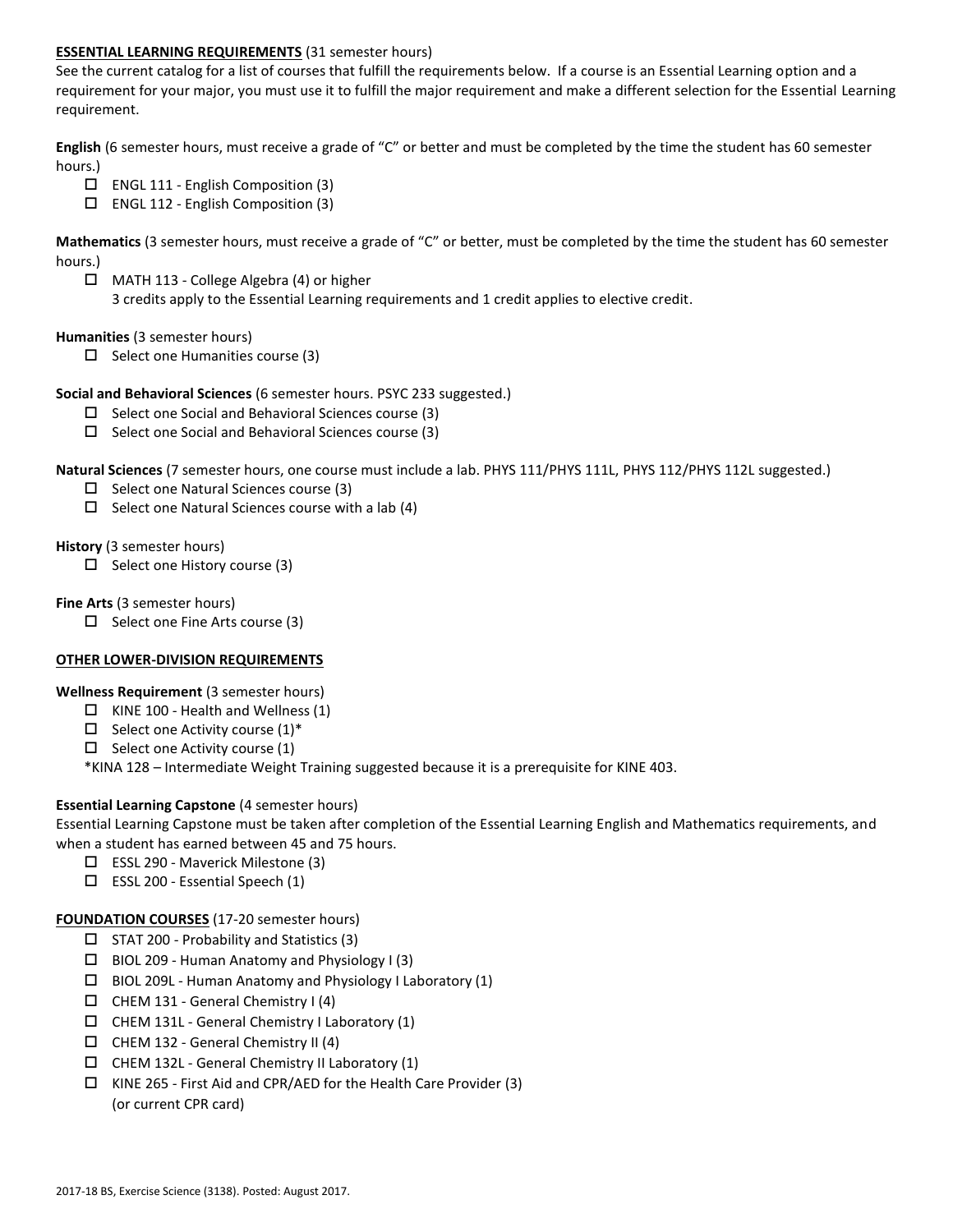**ESSENTIAL LEARNING REQUIREMENTS** (31 semester hours)

See the current catalog for a list of courses that fulfill the requirements below. If a course is an Essential Learning option and a requirement for your major, you must use it to fulfill the major requirement and make a different selection for the Essential Learning requirement.

**English** (6 semester hours, must receive a grade of "C" or better and must be completed by the time the student has 60 semester hours.)

- ☐ ENGL 111 - English Composition (3)
- ☐ ENGL 112 - English Composition (3)

**Mathematics** (3 semester hours, must receive a grade of "C" or better, must be completed by the time the student has 60 semester hours.)

- ☐ MATH 113 - College Algebra (4) or higher
  3 credits apply to the Essential Learning requirements and 1 credit applies to elective credit.

**Humanities** (3 semester hours)

- ☐ Select one Humanities course (3)

**Social and Behavioral Sciences** (6 semester hours. PSYC 233 suggested.)

- ☐ Select one Social and Behavioral Sciences course (3)
- ☐ Select one Social and Behavioral Sciences course (3)

**Natural Sciences** (7 semester hours, one course must include a lab. PHYS 111/PHYS 111L, PHYS 112/PHYS 112L suggested.)

- ☐ Select one Natural Sciences course (3)
- ☐ Select one Natural Sciences course with a lab (4)

**History** (3 semester hours)

- ☐ Select one History course (3)

**Fine Arts** (3 semester hours)

- ☐ Select one Fine Arts course (3)

**OTHER LOWER-DIVISION REQUIREMENTS**

**Wellness Requirement** (3 semester hours)

- ☐ KINE 100 - Health and Wellness (1)
- ☐ Select one Activity course (1)*
- ☐ Select one Activity course (1)

*KINA 128 – Intermediate Weight Training suggested because it is a prerequisite for KINE 403.

**Essential Learning Capstone** (4 semester hours)

Essential Learning Capstone must be taken after completion of the Essential Learning English and Mathematics requirements, and when a student has earned between 45 and 75 hours.

- ☐ ESSL 290 - Maverick Milestone (3)
- ☐ ESSL 200 - Essential Speech (1)

**FOUNDATION COURSES** (17-20 semester hours)

- ☐ STAT 200 - Probability and Statistics (3)
- ☐ BIOL 209 - Human Anatomy and Physiology I (3)
- ☐ BIOL 209L - Human Anatomy and Physiology I Laboratory (1)
- ☐ CHEM 131 - General Chemistry I (4)
- ☐ CHEM 131L - General Chemistry I Laboratory (1)
- ☐ CHEM 132 - General Chemistry II (4)
- ☐ CHEM 132L - General Chemistry II Laboratory (1)
- ☐ KINE 265 - First Aid and CPR/AED for the Health Care Provider (3)
  (or current CPR card)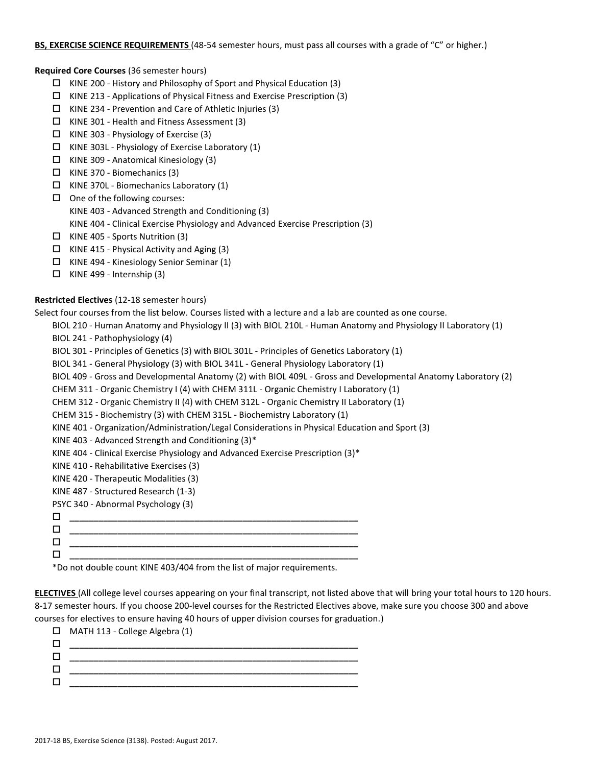**BS, EXERCISE SCIENCE REQUIREMENTS** (48-54 semester hours, must pass all courses with a grade of "C" or higher.)

**Required Core Courses** (36 semester hours)

- ☐ KINE 200 - History and Philosophy of Sport and Physical Education (3)
- ☐ KINE 213 - Applications of Physical Fitness and Exercise Prescription (3)
- ☐ KINE 234 - Prevention and Care of Athletic Injuries (3)
- ☐ KINE 301 - Health and Fitness Assessment (3)
- ☐ KINE 303 - Physiology of Exercise (3)
- ☐ KINE 303L - Physiology of Exercise Laboratory (1)
- ☐ KINE 309 - Anatomical Kinesiology (3)
- ☐ KINE 370 - Biomechanics (3)
- ☐ KINE 370L - Biomechanics Laboratory (1)
- ☐ One of the following courses:
  KINE 403 - Advanced Strength and Conditioning (3)
  KINE 404 - Clinical Exercise Physiology and Advanced Exercise Prescription (3)
- ☐ KINE 405 - Sports Nutrition (3)
- ☐ KINE 415 - Physical Activity and Aging (3)
- ☐ KINE 494 - Kinesiology Senior Seminar (1)
- ☐ KINE 499 - Internship (3)

**Restricted Electives** (12-18 semester hours)

Select four courses from the list below. Courses listed with a lecture and a lab are counted as one course.

BIOL 210 - Human Anatomy and Physiology II (3) with BIOL 210L - Human Anatomy and Physiology II Laboratory (1)
BIOL 241 - Pathophysiology (4)
BIOL 301 - Principles of Genetics (3) with BIOL 301L - Principles of Genetics Laboratory (1)
BIOL 341 - General Physiology (3) with BIOL 341L - General Physiology Laboratory (1)
BIOL 409 - Gross and Developmental Anatomy (2) with BIOL 409L - Gross and Developmental Anatomy Laboratory (2)
CHEM 311 - Organic Chemistry I (4) with CHEM 311L - Organic Chemistry I Laboratory (1)
CHEM 312 - Organic Chemistry II (4) with CHEM 312L - Organic Chemistry II Laboratory (1)
CHEM 315 - Biochemistry (3) with CHEM 315L - Biochemistry Laboratory (1)
KINE 401 - Organization/Administration/Legal Considerations in Physical Education and Sport (3)
KINE 403 - Advanced Strength and Conditioning (3)*
KINE 404 - Clinical Exercise Physiology and Advanced Exercise Prescription (3)*
KINE 410 - Rehabilitative Exercises (3)
KINE 420 - Therapeutic Modalities (3)
KINE 487 - Structured Research (1-3)
PSYC 340 - Abnormal Psychology (3)

- ☐ ____________________________________________
- ☐ ____________________________________________
- ☐ ____________________________________________
- ☐ ____________________________________________

*Do not double count KINE 403/404 from the list of major requirements.

**ELECTIVES** (All college level courses appearing on your final transcript, not listed above that will bring your total hours to 120 hours. 8-17 semester hours. If you choose 200-level courses for the Restricted Electives above, make sure you choose 300 and above courses for electives to ensure having 40 hours of upper division courses for graduation.)

- ☐ MATH 113 - College Algebra (1)
- ☐ ____________________________________________
- ☐ ____________________________________________
- ☐ ____________________________________________
- ☐ ____________________________________________

2017-18 BS, Exercise Science (3138). Posted: August 2017.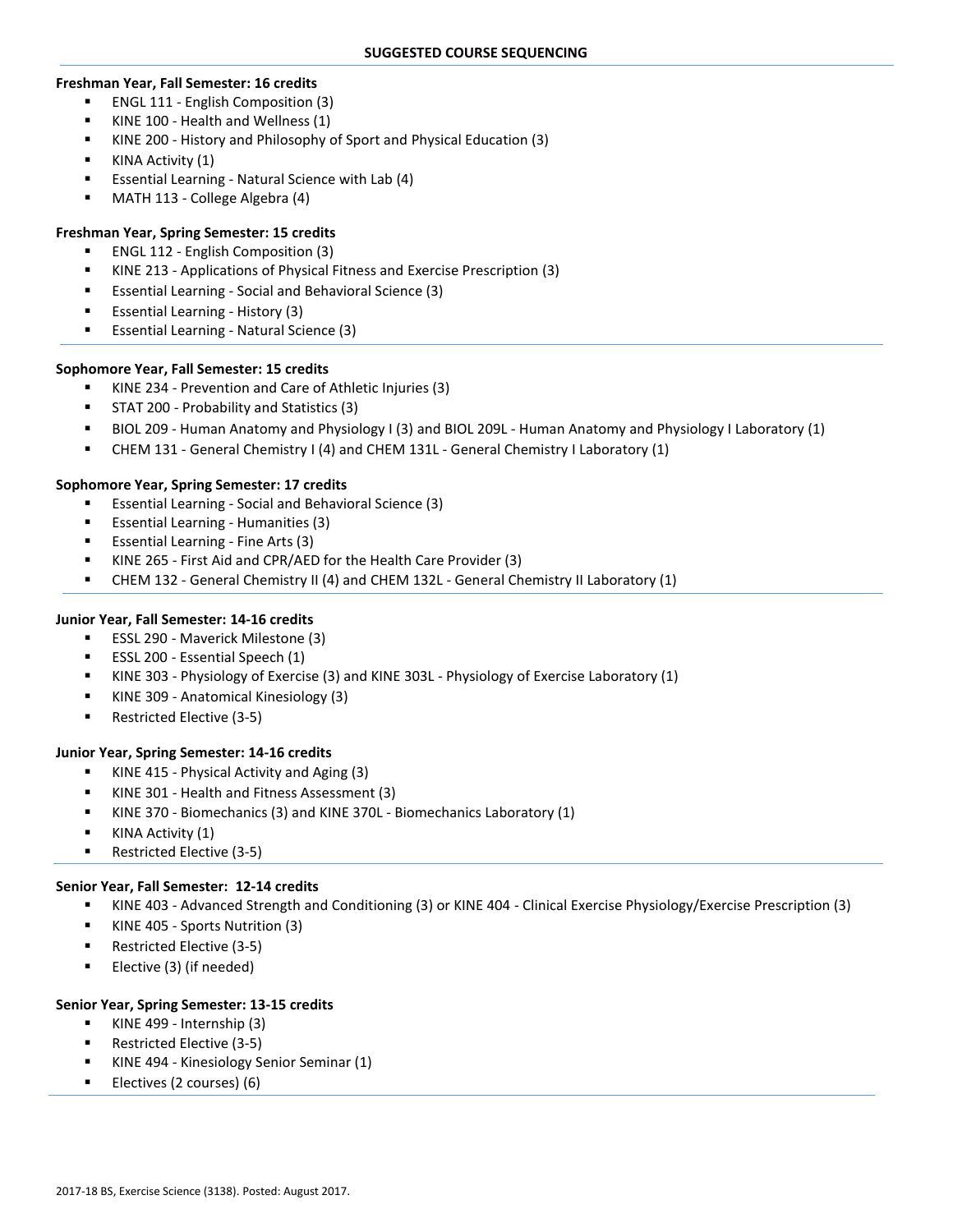## SUGGESTED COURSE SEQUENCING

**Freshman Year, Fall Semester: 16 credits**

- ENGL 111 - English Composition (3)
- KINE 100 - Health and Wellness (1)
- KINE 200 - History and Philosophy of Sport and Physical Education (3)
- KINA Activity (1)
- Essential Learning - Natural Science with Lab (4)
- MATH 113 - College Algebra (4)

**Freshman Year, Spring Semester: 15 credits**

- ENGL 112 - English Composition (3)
- KINE 213 - Applications of Physical Fitness and Exercise Prescription (3)
- Essential Learning - Social and Behavioral Science (3)
- Essential Learning - History (3)
- Essential Learning - Natural Science (3)

**Sophomore Year, Fall Semester: 15 credits**

- KINE 234 - Prevention and Care of Athletic Injuries (3)
- STAT 200 - Probability and Statistics (3)
- BIOL 209 - Human Anatomy and Physiology I (3) and BIOL 209L - Human Anatomy and Physiology I Laboratory (1)
- CHEM 131 - General Chemistry I (4) and CHEM 131L - General Chemistry I Laboratory (1)

**Sophomore Year, Spring Semester: 17 credits**

- Essential Learning - Social and Behavioral Science (3)
- Essential Learning - Humanities (3)
- Essential Learning - Fine Arts (3)
- KINE 265 - First Aid and CPR/AED for the Health Care Provider (3)
- CHEM 132 - General Chemistry II (4) and CHEM 132L - General Chemistry II Laboratory (1)

**Junior Year, Fall Semester: 14-16 credits**

- ESSL 290 - Maverick Milestone (3)
- ESSL 200 - Essential Speech (1)
- KINE 303 - Physiology of Exercise (3) and KINE 303L - Physiology of Exercise Laboratory (1)
- KINE 309 - Anatomical Kinesiology (3)
- Restricted Elective (3-5)

**Junior Year, Spring Semester: 14-16 credits**

- KINE 415 - Physical Activity and Aging (3)
- KINE 301 - Health and Fitness Assessment (3)
- KINE 370 - Biomechanics (3) and KINE 370L - Biomechanics Laboratory (1)
- KINA Activity (1)
- Restricted Elective (3-5)

**Senior Year, Fall Semester: 12-14 credits**

- KINE 403 - Advanced Strength and Conditioning (3) or KINE 404 - Clinical Exercise Physiology/Exercise Prescription (3)
- KINE 405 - Sports Nutrition (3)
- Restricted Elective (3-5)
- Elective (3) (if needed)

**Senior Year, Spring Semester: 13-15 credits**

- KINE 499 - Internship (3)
- Restricted Elective (3-5)
- KINE 494 - Kinesiology Senior Seminar (1)
- Electives (2 courses) (6)

2017-18 BS, Exercise Science (3138). Posted: August 2017.